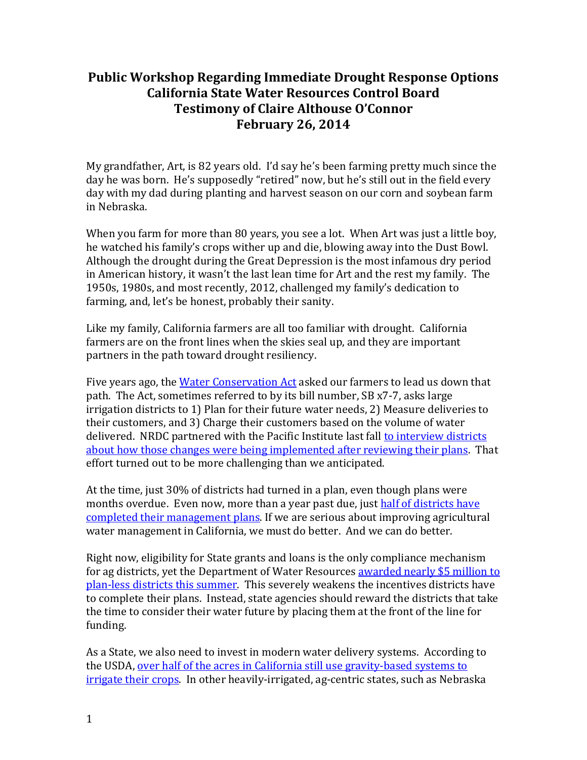# Public Workshop Regarding Immediate Drought Response Options
# California State Water Resources Control Board
# Testimony of Claire Althouse O'Connor
# February 26, 2014

My grandfather, Art, is 82 years old. I'd say he's been farming pretty much since the day he was born. He's supposedly "retired" now, but he's still out in the field every day with my dad during planting and harvest season on our corn and soybean farm in Nebraska.

When you farm for more than 80 years, you see a lot. When Art was just a little boy, he watched his family's crops wither up and die, blowing away into the Dust Bowl. Although the drought during the Great Depression is the most infamous dry period in American history, it wasn't the last lean time for Art and the rest my family. The 1950s, 1980s, and most recently, 2012, challenged my family's dedication to farming, and, let's be honest, probably their sanity.

Like my family, California farmers are all too familiar with drought. California farmers are on the front lines when the skies seal up, and they are important partners in the path toward drought resiliency.

Five years ago, the Water Conservation Act asked our farmers to lead us down that path. The Act, sometimes referred to by its bill number, SB x7-7, asks large irrigation districts to 1) Plan for their future water needs, 2) Measure deliveries to their customers, and 3) Charge their customers based on the volume of water delivered. NRDC partnered with the Pacific Institute last fall to interview districts about how those changes were being implemented after reviewing their plans. That effort turned out to be more challenging than we anticipated.

At the time, just 30% of districts had turned in a plan, even though plans were months overdue. Even now, more than a year past due, just half of districts have completed their management plans. If we are serious about improving agricultural water management in California, we must do better. And we can do better.

Right now, eligibility for State grants and loans is the only compliance mechanism for ag districts, yet the Department of Water Resources awarded nearly $5 million to plan-less districts this summer. This severely weakens the incentives districts have to complete their plans. Instead, state agencies should reward the districts that take the time to consider their water future by placing them at the front of the line for funding.

As a State, we also need to invest in modern water delivery systems. According to the USDA, over half of the acres in California still use gravity-based systems to irrigate their crops. In other heavily-irrigated, ag-centric states, such as Nebraska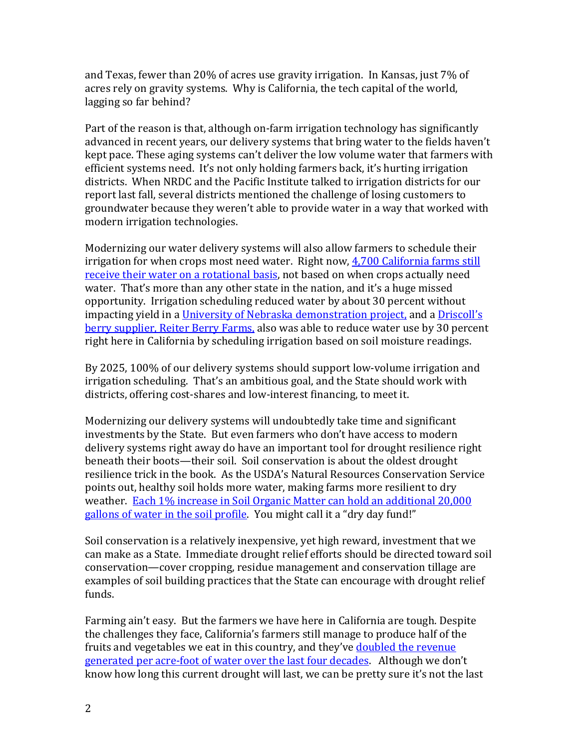and Texas, fewer than 20% of acres use gravity irrigation. In Kansas, just 7% of acres rely on gravity systems. Why is California, the tech capital of the world, lagging so far behind?

Part of the reason is that, although on-farm irrigation technology has significantly advanced in recent years, our delivery systems that bring water to the fields haven't kept pace. These aging systems can't deliver the low volume water that farmers with efficient systems need. It's not only holding farmers back, it's hurting irrigation districts. When NRDC and the Pacific Institute talked to irrigation districts for our report last fall, several districts mentioned the challenge of losing customers to groundwater because they weren't able to provide water in a way that worked with modern irrigation technologies.

Modernizing our water delivery systems will also allow farmers to schedule their irrigation for when crops most need water. Right now, 4,700 California farms still receive their water on a rotational basis, not based on when crops actually need water. That's more than any other state in the nation, and it's a huge missed opportunity. Irrigation scheduling reduced water by about 30 percent without impacting yield in a University of Nebraska demonstration project, and a Driscoll's berry supplier, Reiter Berry Farms, also was able to reduce water use by 30 percent right here in California by scheduling irrigation based on soil moisture readings.

By 2025, 100% of our delivery systems should support low-volume irrigation and irrigation scheduling. That's an ambitious goal, and the State should work with districts, offering cost-shares and low-interest financing, to meet it.

Modernizing our delivery systems will undoubtedly take time and significant investments by the State. But even farmers who don't have access to modern delivery systems right away do have an important tool for drought resilience right beneath their boots—their soil. Soil conservation is about the oldest drought resilience trick in the book. As the USDA's Natural Resources Conservation Service points out, healthy soil holds more water, making farms more resilient to dry weather. Each 1% increase in Soil Organic Matter can hold an additional 20,000 gallons of water in the soil profile. You might call it a "dry day fund!"

Soil conservation is a relatively inexpensive, yet high reward, investment that we can make as a State. Immediate drought relief efforts should be directed toward soil conservation—cover cropping, residue management and conservation tillage are examples of soil building practices that the State can encourage with drought relief funds.

Farming ain't easy. But the farmers we have here in California are tough. Despite the challenges they face, California's farmers still manage to produce half of the fruits and vegetables we eat in this country, and they've doubled the revenue generated per acre-foot of water over the last four decades. Although we don't know how long this current drought will last, we can be pretty sure it's not the last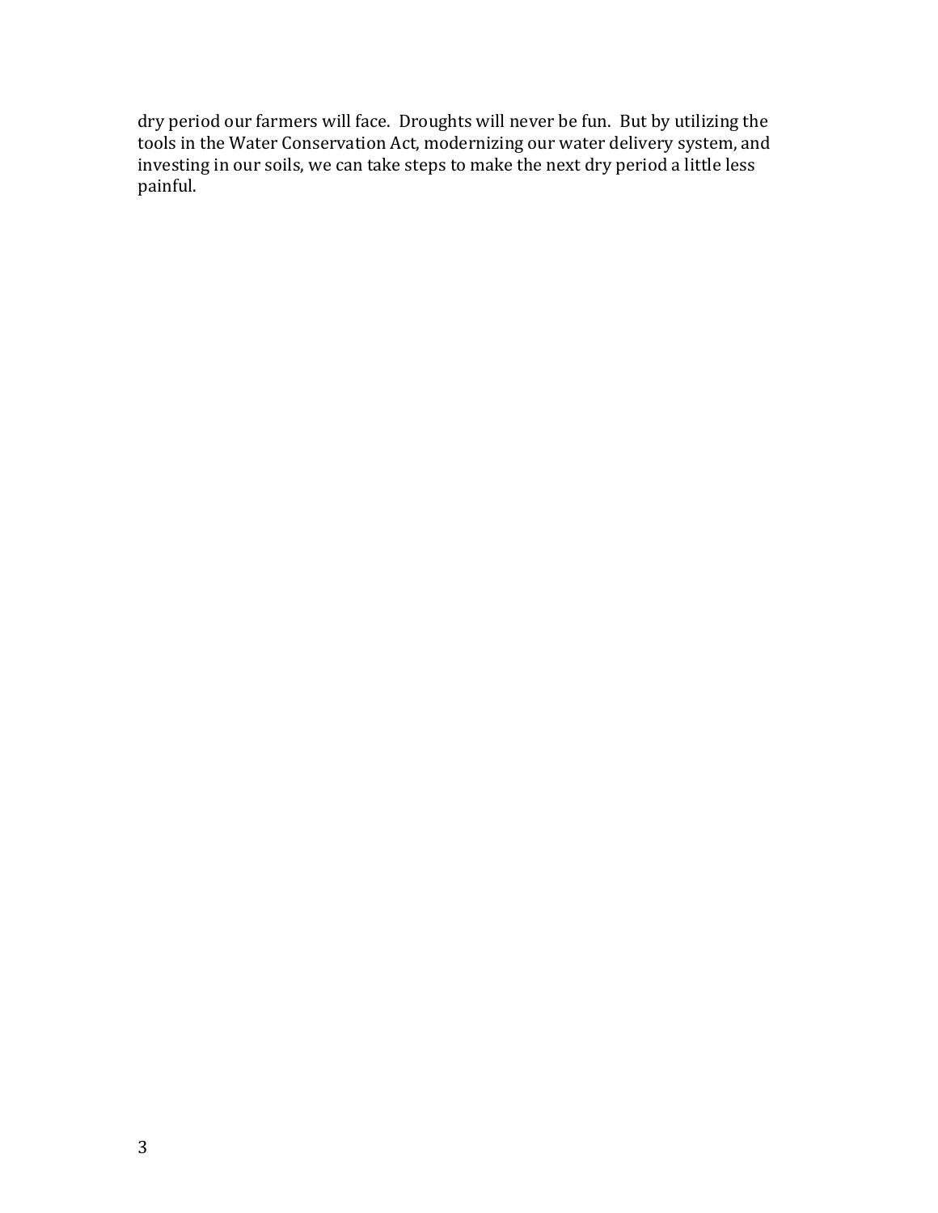dry period our farmers will face. Droughts will never be fun. But by utilizing the tools in the Water Conservation Act, modernizing our water delivery system, and investing in our soils, we can take steps to make the next dry period a little less painful.